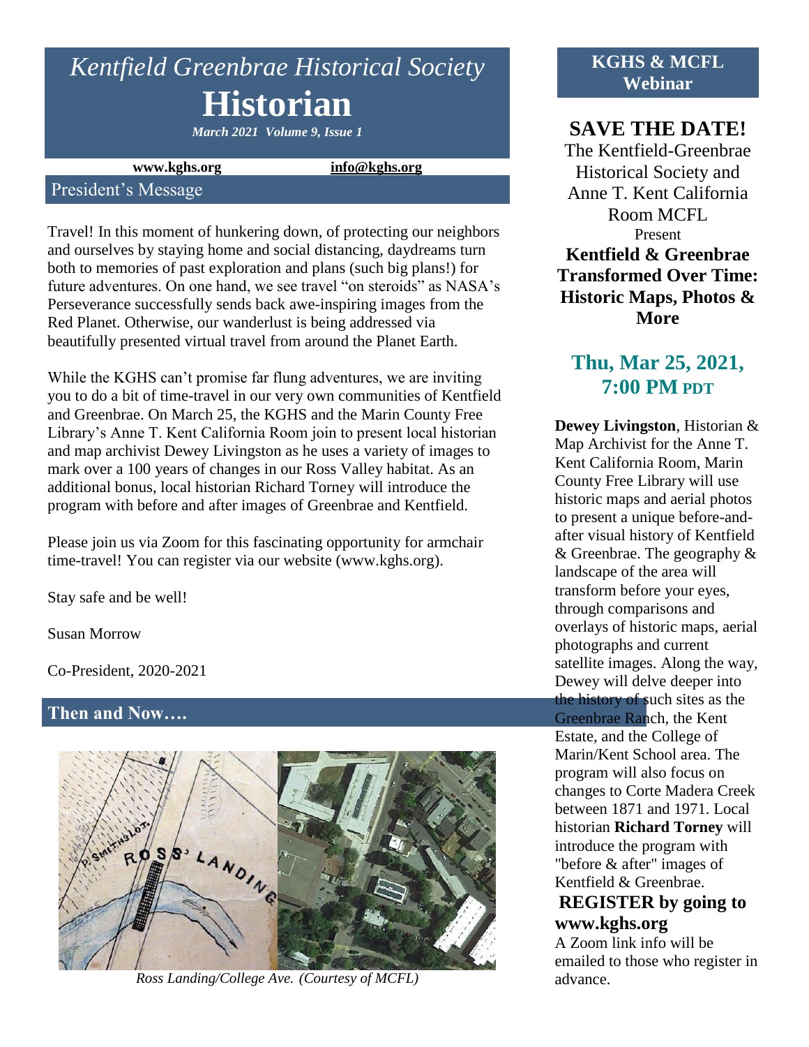# *Kentfield Greenbrae Historical Society*

# Historian

*March 2021 Volume 9, Issue 1*

**www.kghs.org** **info@kghs.org**

## President's Message

Travel! In this moment of hunkering down, of protecting our neighbors and ourselves by staying home and social distancing, daydreams turn both to memories of past exploration and plans (such big plans!) for future adventures. On one hand, we see travel "on steroids" as NASA's Perseverance successfully sends back awe-inspiring images from the Red Planet. Otherwise, our wanderlust is being addressed via beautifully presented virtual travel from around the Planet Earth.

While the KGHS can't promise far flung adventures, we are inviting you to do a bit of time-travel in our very own communities of Kentfield and Greenbrae. On March 25, the KGHS and the Marin County Free Library's Anne T. Kent California Room join to present local historian and map archivist Dewey Livingston as he uses a variety of images to mark over a 100 years of changes in our Ross Valley habitat. As an additional bonus, local historian Richard Torney will introduce the program with before and after images of Greenbrae and Kentfield.

Please join us via Zoom for this fascinating opportunity for armchair time-travel! You can register via our website (www.kghs.org).

Stay safe and be well!

Susan Morrow

Co-President, 2020-2021

## Then and Now….

*Ross Landing/College Ave. (Courtesy of MCFL)*

## KGHS & MCFL Webinar

### SAVE THE DATE!

The Kentfield-Greenbrae Historical Society and Anne T. Kent California Room MCFL

Present

**Kentfield & Greenbrae Transformed Over Time: Historic Maps, Photos & More**

### Thu, Mar 25, 2021, 7:00 PM PDT

**Dewey Livingston**, Historian & Map Archivist for the Anne T. Kent California Room, Marin County Free Library will use historic maps and aerial photos to present a unique before-and-after visual history of Kentfield & Greenbrae. The geography & landscape of the area will transform before your eyes, through comparisons and overlays of historic maps, aerial photographs and current satellite images. Along the way, Dewey will delve deeper into the history of such sites as the Greenbrae Ranch, the Kent Estate, and the College of Marin/Kent School area. The program will also focus on changes to Corte Madera Creek between 1871 and 1971. Local historian **Richard Torney** will introduce the program with "before & after" images of Kentfield & Greenbrae.

**REGISTER by going to www.kghs.org**

A Zoom link info will be emailed to those who register in advance.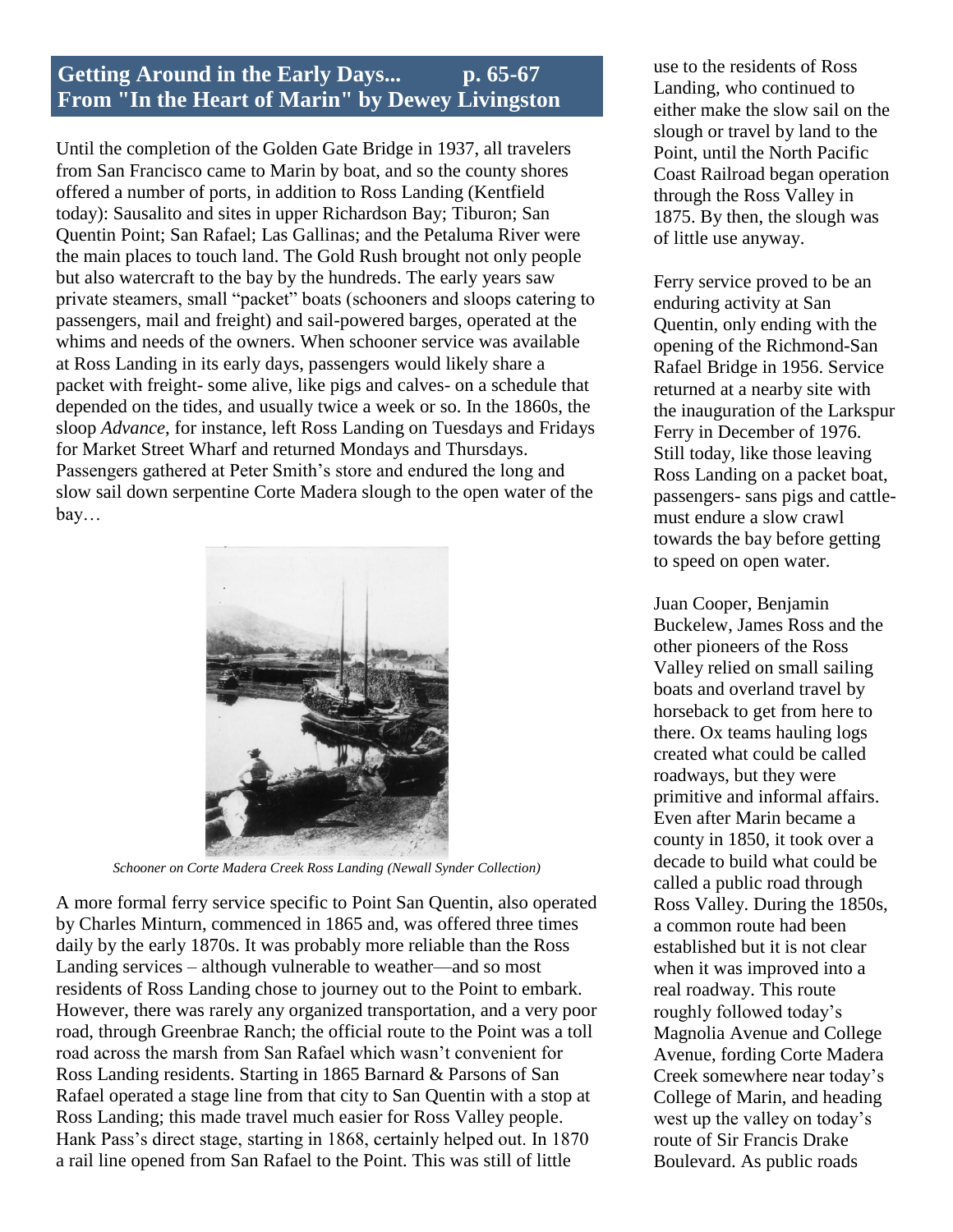## Getting Around in the Early Days... p. 65-67
## From "In the Heart of Marin" by Dewey Livingston

Until the completion of the Golden Gate Bridge in 1937, all travelers from San Francisco came to Marin by boat, and so the county shores offered a number of ports, in addition to Ross Landing (Kentfield today): Sausalito and sites in upper Richardson Bay; Tiburon; San Quentin Point; San Rafael; Las Gallinas; and the Petaluma River were the main places to touch land. The Gold Rush brought not only people but also watercraft to the bay by the hundreds. The early years saw private steamers, small "packet" boats (schooners and sloops catering to passengers, mail and freight) and sail-powered barges, operated at the whims and needs of the owners. When schooner service was available at Ross Landing in its early days, passengers would likely share a packet with freight- some alive, like pigs and calves- on a schedule that depended on the tides, and usually twice a week or so. In the 1860s, the sloop *Advance*, for instance, left Ross Landing on Tuesdays and Fridays for Market Street Wharf and returned Mondays and Thursdays. Passengers gathered at Peter Smith's store and endured the long and slow sail down serpentine Corte Madera slough to the open water of the bay…

*Schooner on Corte Madera Creek Ross Landing (Newall Synder Collection)*

A more formal ferry service specific to Point San Quentin, also operated by Charles Minturn, commenced in 1865 and, was offered three times daily by the early 1870s. It was probably more reliable than the Ross Landing services – although vulnerable to weather—and so most residents of Ross Landing chose to journey out to the Point to embark. However, there was rarely any organized transportation, and a very poor road, through Greenbrae Ranch; the official route to the Point was a toll road across the marsh from San Rafael which wasn't convenient for Ross Landing residents. Starting in 1865 Barnard & Parsons of San Rafael operated a stage line from that city to San Quentin with a stop at Ross Landing; this made travel much easier for Ross Valley people. Hank Pass's direct stage, starting in 1868, certainly helped out. In 1870 a rail line opened from San Rafael to the Point. This was still of little use to the residents of Ross Landing, who continued to either make the slow sail on the slough or travel by land to the Point, until the North Pacific Coast Railroad began operation through the Ross Valley in 1875. By then, the slough was of little use anyway.

Ferry service proved to be an enduring activity at San Quentin, only ending with the opening of the Richmond-San Rafael Bridge in 1956. Service returned at a nearby site with the inauguration of the Larkspur Ferry in December of 1976. Still today, like those leaving Ross Landing on a packet boat, passengers- sans pigs and cattle- must endure a slow crawl towards the bay before getting to speed on open water.

Juan Cooper, Benjamin Buckelew, James Ross and the other pioneers of the Ross Valley relied on small sailing boats and overland travel by horseback to get from here to there. Ox teams hauling logs created what could be called roadways, but they were primitive and informal affairs. Even after Marin became a county in 1850, it took over a decade to build what could be called a public road through Ross Valley. During the 1850s, a common route had been established but it is not clear when it was improved into a real roadway. This route roughly followed today's Magnolia Avenue and College Avenue, fording Corte Madera Creek somewhere near today's College of Marin, and heading west up the valley on today's route of Sir Francis Drake Boulevard. As public roads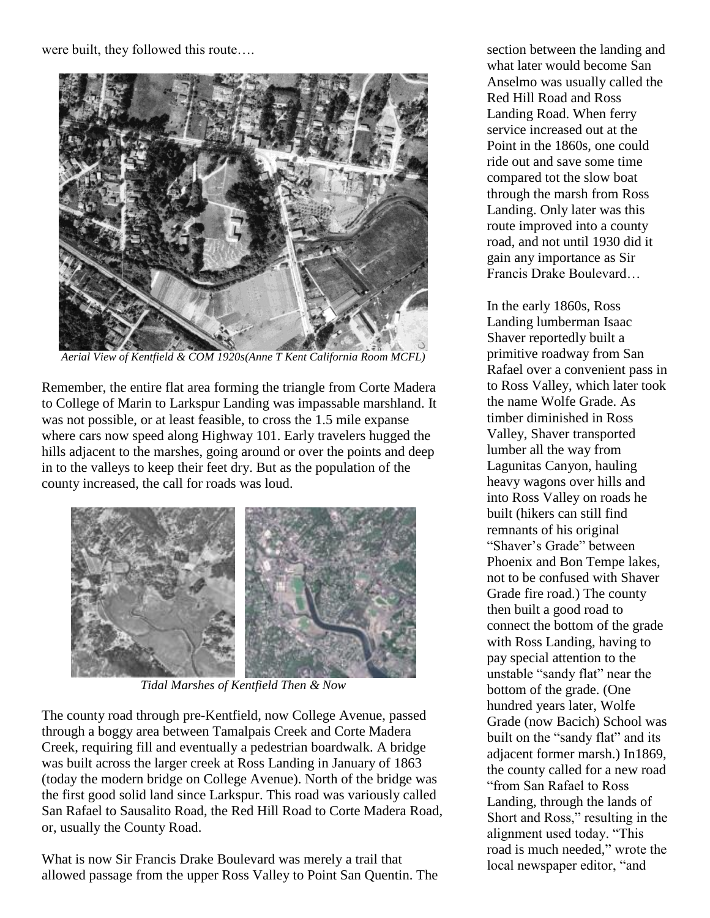were built, they followed this route….

*Aerial View of Kentfield & COM 1920s(Anne T Kent California Room MCFL)*

Remember, the entire flat area forming the triangle from Corte Madera to College of Marin to Larkspur Landing was impassable marshland. It was not possible, or at least feasible, to cross the 1.5 mile expanse where cars now speed along Highway 101. Early travelers hugged the hills adjacent to the marshes, going around or over the points and deep in to the valleys to keep their feet dry. But as the population of the county increased, the call for roads was loud.

*Tidal Marshes of Kentfield Then & Now*

The county road through pre-Kentfield, now College Avenue, passed through a boggy area between Tamalpais Creek and Corte Madera Creek, requiring fill and eventually a pedestrian boardwalk. A bridge was built across the larger creek at Ross Landing in January of 1863 (today the modern bridge on College Avenue). North of the bridge was the first good solid land since Larkspur. This road was variously called San Rafael to Sausalito Road, the Red Hill Road to Corte Madera Road, or, usually the County Road.

What is now Sir Francis Drake Boulevard was merely a trail that allowed passage from the upper Ross Valley to Point San Quentin. The section between the landing and what later would become San Anselmo was usually called the Red Hill Road and Ross Landing Road. When ferry service increased out at the Point in the 1860s, one could ride out and save some time compared tot the slow boat through the marsh from Ross Landing. Only later was this route improved into a county road, and not until 1930 did it gain any importance as Sir Francis Drake Boulevard…

In the early 1860s, Ross Landing lumberman Isaac Shaver reportedly built a primitive roadway from San Rafael over a convenient pass in to Ross Valley, which later took the name Wolfe Grade. As timber diminished in Ross Valley, Shaver transported lumber all the way from Lagunitas Canyon, hauling heavy wagons over hills and into Ross Valley on roads he built (hikers can still find remnants of his original "Shaver's Grade" between Phoenix and Bon Tempe lakes, not to be confused with Shaver Grade fire road.) The county then built a good road to connect the bottom of the grade with Ross Landing, having to pay special attention to the unstable "sandy flat" near the bottom of the grade. (One hundred years later, Wolfe Grade (now Bacich) School was built on the "sandy flat" and its adjacent former marsh.) In1869, the county called for a new road "from San Rafael to Ross Landing, through the lands of Short and Ross," resulting in the alignment used today. "This road is much needed," wrote the local newspaper editor, "and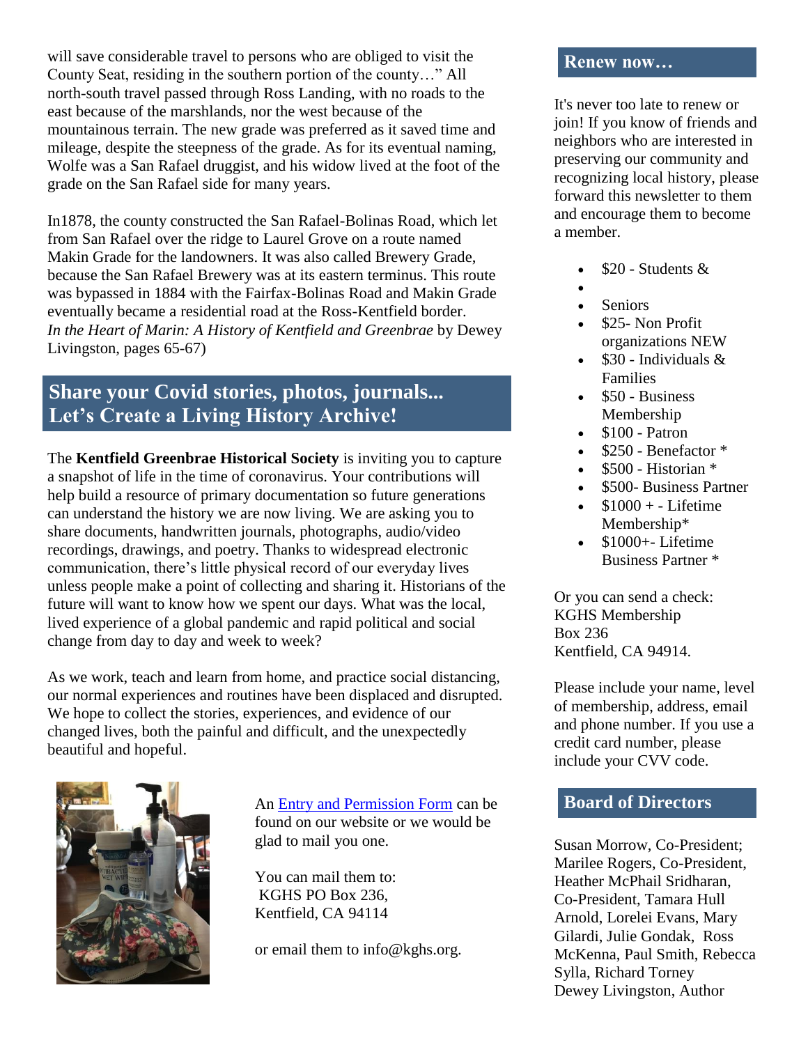will save considerable travel to persons who are obliged to visit the County Seat, residing in the southern portion of the county…" All north-south travel passed through Ross Landing, with no roads to the east because of the marshlands, nor the west because of the mountainous terrain. The new grade was preferred as it saved time and mileage, despite the steepness of the grade. As for its eventual naming, Wolfe was a San Rafael druggist, and his widow lived at the foot of the grade on the San Rafael side for many years.

In1878, the county constructed the San Rafael-Bolinas Road, which let from San Rafael over the ridge to Laurel Grove on a route named Makin Grade for the landowners. It was also called Brewery Grade, because the San Rafael Brewery was at its eastern terminus. This route was bypassed in 1884 with the Fairfax-Bolinas Road and Makin Grade eventually became a residential road at the Ross-Kentfield border. *In the Heart of Marin: A History of Kentfield and Greenbrae* by Dewey Livingston, pages 65-67)

## Share your Covid stories, photos, journals... Let's Create a Living History Archive!

The **Kentfield Greenbrae Historical Society** is inviting you to capture a snapshot of life in the time of coronavirus. Your contributions will help build a resource of primary documentation so future generations can understand the history we are now living. We are asking you to share documents, handwritten journals, photographs, audio/video recordings, drawings, and poetry. Thanks to widespread electronic communication, there's little physical record of our everyday lives unless people make a point of collecting and sharing it. Historians of the future will want to know how we spent our days. What was the local, lived experience of a global pandemic and rapid political and social change from day to day and week to week?

As we work, teach and learn from home, and practice social distancing, our normal experiences and routines have been displaced and disrupted. We hope to collect the stories, experiences, and evidence of our changed lives, both the painful and difficult, and the unexpectedly beautiful and hopeful.

An Entry and Permission Form can be found on our website or we would be glad to mail you one.

You can mail them to:
KGHS PO Box 236,
Kentfield, CA 94114

or email them to info@kghs.org.

## Renew now…

It's never too late to renew or join! If you know of friends and neighbors who are interested in preserving our community and recognizing local history, please forward this newsletter to them and encourage them to become a member.

- $20 - Students &
- 
- Seniors
- $25- Non Profit organizations NEW
- $30 - Individuals & Families
- $50 - Business Membership
- $100 - Patron
- $250 - Benefactor *
- $500 - Historian *
- $500- Business Partner
- $1000 + - Lifetime Membership*
- $1000+- Lifetime Business Partner *

Or you can send a check:
KGHS Membership
Box 236
Kentfield, CA 94914.

Please include your name, level of membership, address, email and phone number. If you use a credit card number, please include your CVV code.

## Board of Directors

Susan Morrow, Co-President; Marilee Rogers, Co-President, Heather McPhail Sridharan, Co-President, Tamara Hull Arnold, Lorelei Evans, Mary Gilardi, Julie Gondak, Ross McKenna, Paul Smith, Rebecca Sylla, Richard Torney
Dewey Livingston, Author